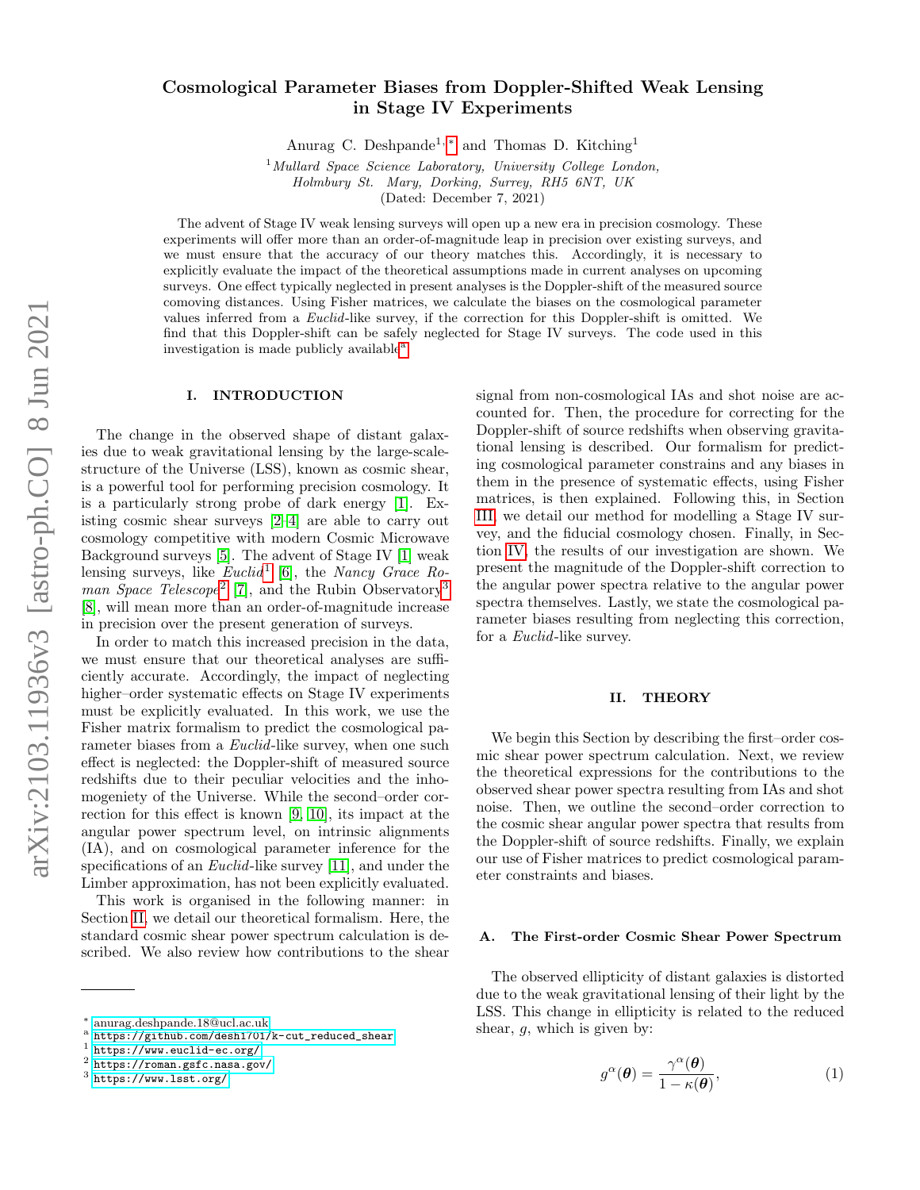# Cosmological Parameter Biases from Doppler-Shifted Weak Lensing in Stage IV Experiments

Anurag C. Deshpande[1,*] and Thomas D. Kitching[1]

[1] *Mullard Space Science Laboratory, University College London, Holmbury St. Mary, Dorking, Surrey, RH5 6NT, UK*

(Dated: December 7, 2021)

The advent of Stage IV weak lensing surveys will open up a new era in precision cosmology. These experiments will offer more than an order-of-magnitude leap in precision over existing surveys, and we must ensure that the accuracy of our theory matches this. Accordingly, it is necessary to explicitly evaluate the impact of the theoretical assumptions made in current analyses on upcoming surveys. One effect typically neglected in present analyses is the Doppler-shift of the measured source comoving distances. Using Fisher matrices, we calculate the biases on the cosmological parameter values inferred from a *Euclid*-like survey, if the correction for this Doppler-shift is omitted. We find that this Doppler-shift can be safely neglected for Stage IV surveys. The code used in this investigation is made publicly available[a].

## I. INTRODUCTION

The change in the observed shape of distant galaxies due to weak gravitational lensing by the large-scale-structure of the Universe (LSS), known as cosmic shear, is a powerful tool for performing precision cosmology. It is a particularly strong probe of dark energy [1]. Existing cosmic shear surveys [2–4] are able to carry out cosmology competitive with modern Cosmic Microwave Background surveys [5]. The advent of Stage IV [1] weak lensing surveys, like *Euclid*[1] [6], the *Nancy Grace Roman Space Telescope*[2] [7], and the Rubin Observatory[3] [8], will mean more than an order-of-magnitude increase in precision over the present generation of surveys.

In order to match this increased precision in the data, we must ensure that our theoretical analyses are sufficiently accurate. Accordingly, the impact of neglecting higher–order systematic effects on Stage IV experiments must be explicitly evaluated. In this work, we use the Fisher matrix formalism to predict the cosmological parameter biases from a *Euclid*-like survey, when one such effect is neglected: the Doppler-shift of measured source redshifts due to their peculiar velocities and the inhomogeneity of the Universe. While the second–order correction for this effect is known [9, 10], its impact at the angular power spectrum level, on intrinsic alignments (IA), and on cosmological parameter inference for the specifications of an *Euclid*-like survey [11], and under the Limber approximation, has not been explicitly evaluated.

This work is organised in the following manner: in Section II, we detail our theoretical formalism. Here, the standard cosmic shear power spectrum calculation is described. We also review how contributions to the shear signal from non-cosmological IAs and shot noise are accounted for. Then, the procedure for correcting for the Doppler-shift of source redshifts when observing gravitational lensing is described. Our formalism for predicting cosmological parameter constrains and any biases in them in the presence of systematic effects, using Fisher matrices, is then explained. Following this, in Section III, we detail our method for modelling a Stage IV survey, and the fiducial cosmology chosen. Finally, in Section IV, the results of our investigation are shown. We present the magnitude of the Doppler-shift correction to the angular power spectra relative to the angular power spectra themselves. Lastly, we state the cosmological parameter biases resulting from neglecting this correction, for a *Euclid*-like survey.

## II. THEORY

We begin this Section by describing the first–order cosmic shear power spectrum calculation. Next, we review the theoretical expressions for the contributions to the observed shear power spectra resulting from IAs and shot noise. Then, we outline the second–order correction to the cosmic shear angular power spectra that results from the Doppler-shift of source redshifts. Finally, we explain our use of Fisher matrices to predict cosmological parameter constraints and biases.

### A. The First-order Cosmic Shear Power Spectrum

The observed ellipticity of distant galaxies is distorted due to the weak gravitational lensing of their light by the LSS. This change in ellipticity is related to the reduced shear, $g$, which is given by:

$$g^{\alpha}(\boldsymbol{\theta}) = \frac{\gamma^{\alpha}(\boldsymbol{\theta})}{1-\kappa(\boldsymbol{\theta})}, \tag{1}$$

[*] anurag.deshpande.18@ucl.ac.uk
[a] https://github.com/desh1701/k-cut_reduced_shear
[1] https://www.euclid-ec.org/
[2] https://roman.gsfc.nasa.gov/
[3] https://www.lsst.org/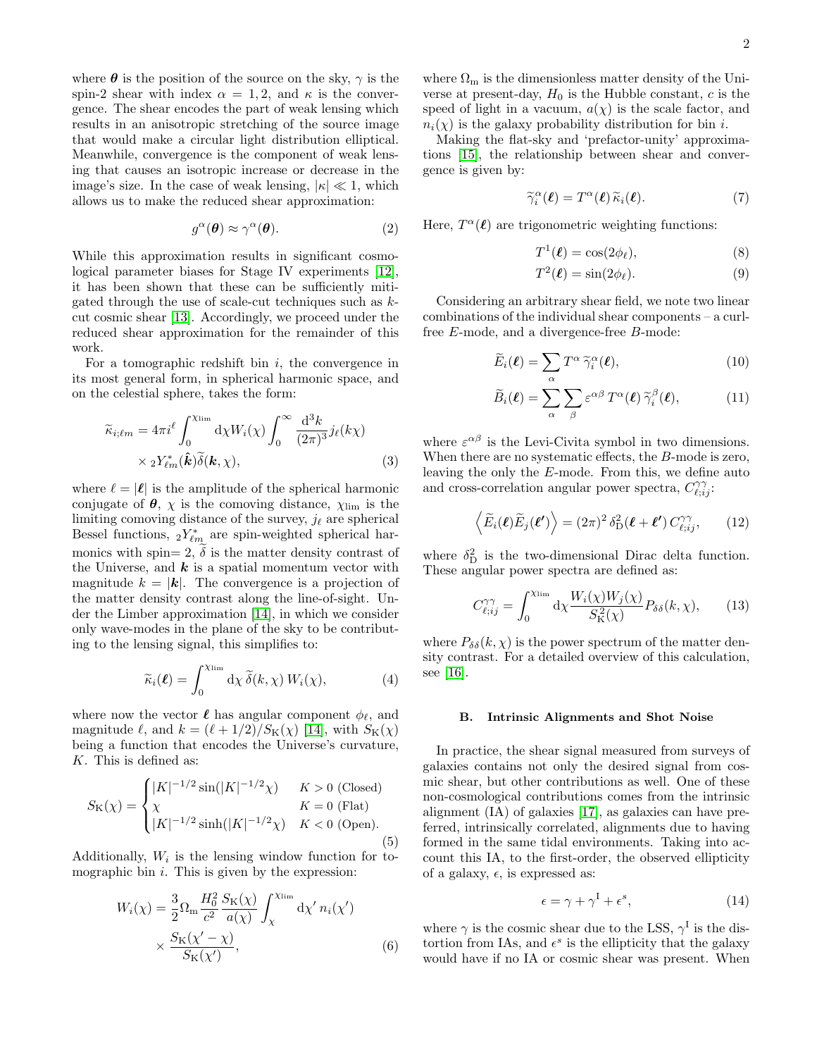where $\boldsymbol{\theta}$ is the position of the source on the sky, $\gamma$ is the spin-2 shear with index $\alpha = 1, 2$, and $\kappa$ is the convergence. The shear encodes the part of weak lensing which results in an anisotropic stretching of the source image that would make a circular light distribution elliptical. Meanwhile, convergence is the component of weak lensing that causes an isotropic increase or decrease in the image's size. In the case of weak lensing, $|\kappa| \ll 1$, which allows us to make the reduced shear approximation:

$$g^{\alpha}(\boldsymbol{\theta}) \approx \gamma^{\alpha}(\boldsymbol{\theta}). \tag{2}$$

While this approximation results in significant cosmological parameter biases for Stage IV experiments [12], it has been shown that these can be sufficiently mitigated through the use of scale-cut techniques such as $k$-cut cosmic shear [13]. Accordingly, we proceed under the reduced shear approximation for the remainder of this work.

For a tomographic redshift bin $i$, the convergence in its most general form, in spherical harmonic space, and on the celestial sphere, takes the form:

$$\widetilde{\kappa}_{i;\ell m} = 4\pi i^{\ell} \int_0^{\chi_{\rm lim}} {\rm d}\chi W_i(\chi) \int_0^{\infty} \frac{{\rm d}^3 k}{(2\pi)^3} j_{\ell}(k\chi) \times {}_2Y^*_{\ell m}(\hat{\boldsymbol{k}}) \widetilde{\delta}(\boldsymbol{k}, \chi), \tag{3}$$

where $\ell = |\boldsymbol{\ell}|$ is the amplitude of the spherical harmonic conjugate of $\boldsymbol{\theta}$, $\chi$ is the comoving distance, $\chi_{\rm lim}$ is the limiting comoving distance of the survey, $j_{\ell}$ are spherical Bessel functions, ${}_2Y^*_{\ell m}$ are spin-weighted spherical harmonics with spin= 2, $\widetilde{\delta}$ is the matter density contrast of the Universe, and $\boldsymbol{k}$ is a spatial momentum vector with magnitude $k = |\boldsymbol{k}|$. The convergence is a projection of the matter density contrast along the line-of-sight. Under the Limber approximation [14], in which we consider only wave-modes in the plane of the sky to be contributing to the lensing signal, this simplifies to:

$$\widetilde{\kappa}_i(\boldsymbol{\ell}) = \int_0^{\chi_{\rm lim}} {\rm d}\chi \, \widetilde{\delta}(k, \chi) \, W_i(\chi), \tag{4}$$

where now the vector $\boldsymbol{\ell}$ has angular component $\phi_{\ell}$, and magnitude $\ell$, and $k = (\ell + 1/2)/S_{\rm K}(\chi)$ [14], with $S_{\rm K}(\chi)$ being a function that encodes the Universe's curvature, $K$. This is defined as:

$$S_{\rm K}(\chi) = \begin{cases} |K|^{-1/2} \sin(|K|^{-1/2}\chi) & K > 0 \text{ (Closed)} \\ \chi & K = 0 \text{ (Flat)} \\ |K|^{-1/2} \sinh(|K|^{-1/2}\chi) & K < 0 \text{ (Open).} \end{cases} \tag{5}$$

Additionally, $W_i$ is the lensing window function for tomographic bin $i$. This is given by the expression:

$$W_i(\chi) = \frac{3}{2}\Omega_{\rm m} \frac{H_0^2}{c^2} \frac{S_{\rm K}(\chi)}{a(\chi)} \int_{\chi}^{\chi_{\rm lim}} {\rm d}\chi' \, n_i(\chi') \times \frac{S_{\rm K}(\chi' - \chi)}{S_{\rm K}(\chi')}, \tag{6}$$

where $\Omega_{\rm m}$ is the dimensionless matter density of the Universe at present-day, $H_0$ is the Hubble constant, $c$ is the speed of light in a vacuum, $a(\chi)$ is the scale factor, and $n_i(\chi)$ is the galaxy probability distribution for bin $i$.

Making the flat-sky and 'prefactor-unity' approximations [15], the relationship between shear and convergence is given by:

$$\widetilde{\gamma}_i^{\alpha}(\boldsymbol{\ell}) = T^{\alpha}(\boldsymbol{\ell}) \, \widetilde{\kappa}_i(\boldsymbol{\ell}). \tag{7}$$

Here, $T^{\alpha}(\boldsymbol{\ell})$ are trigonometric weighting functions:

$$T^1(\boldsymbol{\ell}) = \cos(2\phi_{\ell}), \tag{8}$$

$$T^2(\boldsymbol{\ell}) = \sin(2\phi_{\ell}). \tag{9}$$

Considering an arbitrary shear field, we note two linear combinations of the individual shear components – a curl-free $E$-mode, and a divergence-free $B$-mode:

$$\widetilde{E}_i(\boldsymbol{\ell}) = \sum_{\alpha} T^{\alpha} \, \widetilde{\gamma}_i^{\alpha}(\boldsymbol{\ell}), \tag{10}$$

$$\widetilde{B}_i(\boldsymbol{\ell}) = \sum_{\alpha} \sum_{\beta} \varepsilon^{\alpha\beta} \, T^{\alpha}(\boldsymbol{\ell}) \, \widetilde{\gamma}_i^{\beta}(\boldsymbol{\ell}), \tag{11}$$

where $\varepsilon^{\alpha\beta}$ is the Levi-Civita symbol in two dimensions. When there are no systematic effects, the $B$-mode is zero, leaving the only the $E$-mode. From this, we define auto and cross-correlation angular power spectra, $C^{\gamma\gamma}_{\ell;ij}$:

$$\left\langle \widetilde{E}_i(\boldsymbol{\ell}) \widetilde{E}_j(\boldsymbol{\ell'}) \right\rangle = (2\pi)^2 \, \delta^2_{\rm D}(\boldsymbol{\ell} + \boldsymbol{\ell'}) \, C^{\gamma\gamma}_{\ell;ij}, \tag{12}$$

where $\delta^2_{\rm D}$ is the two-dimensional Dirac delta function. These angular power spectra are defined as:

$$C^{\gamma\gamma}_{\ell;ij} = \int_0^{\chi_{\rm lim}} {\rm d}\chi \frac{W_i(\chi) W_j(\chi)}{S^2_{\rm K}(\chi)} P_{\delta\delta}(k, \chi), \tag{13}$$

where $P_{\delta\delta}(k, \chi)$ is the power spectrum of the matter density contrast. For a detailed overview of this calculation, see [16].

### B. Intrinsic Alignments and Shot Noise

In practice, the shear signal measured from surveys of galaxies contains not only the desired signal from cosmic shear, but other contributions as well. One of these non-cosmological contributions comes from the intrinsic alignment (IA) of galaxies [17], as galaxies can have preferred, intrinsically correlated, alignments due to having formed in the same tidal environments. Taking into account this IA, to the first-order, the observed ellipticity of a galaxy, $\epsilon$, is expressed as:

$$\epsilon = \gamma + \gamma^{\rm I} + \epsilon^s, \tag{14}$$

where $\gamma$ is the cosmic shear due to the LSS, $\gamma^{\rm I}$ is the distortion from IAs, and $\epsilon^s$ is the ellipticity that the galaxy would have if no IA or cosmic shear was present. When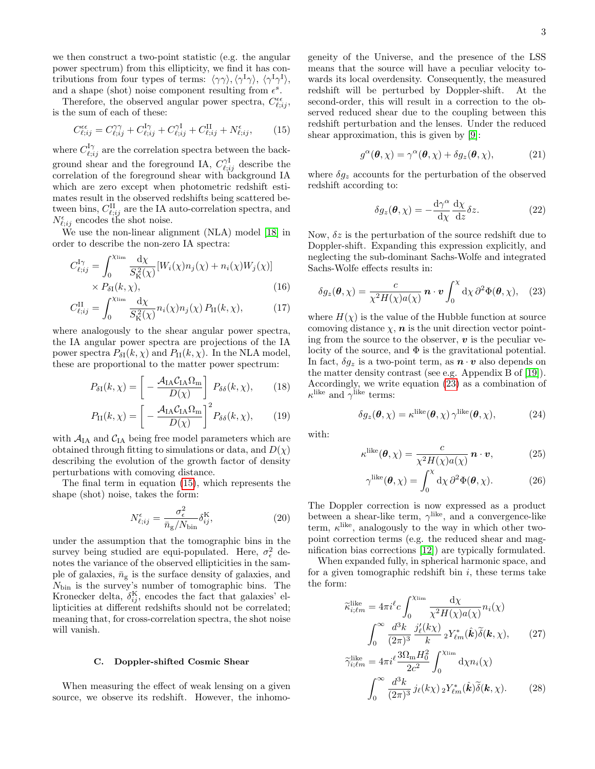we then construct a two-point statistic (e.g. the angular power spectrum) from this ellipticity, we find it has contributions from four types of terms: $\langle\gamma\gamma\rangle, \langle\gamma^{\rm I}\gamma\rangle, \langle\gamma^{\rm I}\gamma^{\rm I}\rangle$, and a shape (shot) noise component resulting from $\epsilon^{\rm s}$.

Therefore, the observed angular power spectra, $C^{\epsilon\epsilon}_{\ell;ij}$, is the sum of each of these:

$$C^{\epsilon\epsilon}_{\ell;ij} = C^{\gamma\gamma}_{\ell;ij} + C^{\rm I\gamma}_{\ell;ij} + C^{\gamma\rm I}_{\ell;ij} + C^{\rm II}_{\ell;ij} + N^{\epsilon}_{\ell;ij}, \tag{15}$$

where $C^{\rm I\gamma}_{\ell;ij}$ are the correlation spectra between the background shear and the foreground IA, $C^{\gamma\rm I}_{\ell;ij}$ describe the correlation of the foreground shear with background IA which are zero except when photometric redshift estimates result in the observed redshifts being scattered between bins, $C^{\rm II}_{\ell;ij}$ are the IA auto-correlation spectra, and $N^{\epsilon}_{\ell;ij}$ encodes the shot noise.

We use the non-linear alignment (NLA) model [18] in order to describe the non-zero IA spectra:

$$\begin{aligned} C^{\rm I\gamma}_{\ell;ij} = &\int_0^{\chi_{\rm lim}} \frac{{\rm d}\chi}{S_{\rm K}^2(\chi)} [W_i(\chi)n_j(\chi) + n_i(\chi)W_j(\chi)] \\ &\times P_{\delta\rm I}(k,\chi), \end{aligned} \tag{16}$$

$$C^{\rm II}_{\ell;ij} = \int_0^{\chi_{\rm lim}} \frac{{\rm d}\chi}{S_{\rm K}^2(\chi)} n_i(\chi)n_j(\chi)\, P_{\rm II}(k,\chi), \tag{17}$$

where analogously to the shear angular power spectra, the IA angular power spectra are projections of the IA power spectra $P_{\delta\rm I}(k,\chi)$ and $P_{\rm II}(k,\chi)$. In the NLA model, these are proportional to the matter power spectrum:

$$P_{\delta\rm I}(k,\chi) = \left[-\frac{\mathcal{A}_{\rm IA}\mathcal{C}_{\rm IA}\Omega_{\rm m}}{D(\chi)}\right] P_{\delta\delta}(k,\chi), \tag{18}$$

$$P_{\rm II}(k,\chi) = \left[-\frac{\mathcal{A}_{\rm IA}\mathcal{C}_{\rm IA}\Omega_{\rm m}}{D(\chi)}\right]^2 P_{\delta\delta}(k,\chi), \tag{19}$$

with $\mathcal{A}_{\rm IA}$ and $\mathcal{C}_{\rm IA}$ being free model parameters which are obtained through fitting to simulations or data, and $D(\chi)$ describing the evolution of the growth factor of density perturbations with comoving distance.

The final term in equation (15), which represents the shape (shot) noise, takes the form:

$$N^{\epsilon}_{\ell;ij} = \frac{\sigma_\epsilon^2}{\bar{n}_{\rm g}/N_{\rm bin}}\delta^{\rm K}_{ij}, \tag{20}$$

under the assumption that the tomographic bins in the survey being studied are equi-populated. Here, $\sigma_\epsilon^2$ denotes the variance of the observed ellipticities in the sample of galaxies, $\bar{n}_{\rm g}$ is the surface density of galaxies, and $N_{\rm bin}$ is the survey's number of tomographic bins. The Kronecker delta, $\delta^{\rm K}_{ij}$, encodes the fact that galaxies' ellipticities at different redshifts should not be correlated; meaning that, for cross-correlation spectra, the shot noise will vanish.

### C. Doppler-shifted Cosmic Shear

When measuring the effect of weak lensing on a given source, we observe its redshift. However, the inhomogeneity of the Universe, and the presence of the LSS means that the source will have a peculiar velocity towards its local overdensity. Consequently, the measured redshift will be perturbed by Doppler-shift. At the second-order, this will result in a correction to the observed reduced shear due to the coupling between this redshift perturbation and the lenses. Under the reduced shear approximation, this is given by [9]:

$$g^{\alpha}(\boldsymbol{\theta},\chi) = \gamma^{\alpha}(\boldsymbol{\theta},\chi) + \delta g_z(\boldsymbol{\theta},\chi), \tag{21}$$

where $\delta g_z$ accounts for the perturbation of the observed redshift according to:

$$\delta g_z(\boldsymbol{\theta},\chi) = -\frac{{\rm d}\gamma^{\alpha}}{{\rm d}\chi}\frac{{\rm d}\chi}{{\rm d}z}\delta z. \tag{22}$$

Now, $\delta z$ is the perturbation of the source redshift due to Doppler-shift. Expanding this expression explicitly, and neglecting the sub-dominant Sachs-Wolfe and integrated Sachs-Wolfe effects results in:

$$\delta g_z(\boldsymbol{\theta},\chi) = \frac{c}{\chi^2 H(\chi)a(\chi)}\,\boldsymbol{n}\cdot\boldsymbol{v}\int_0^{\chi}{\rm d}\chi\,\partial^2\Phi(\boldsymbol{\theta},\chi), \tag{23}$$

where $H(\chi)$ is the value of the Hubble function at source comoving distance $\chi$, $\boldsymbol{n}$ is the unit direction vector pointing from the source to the observer, $\boldsymbol{v}$ is the peculiar velocity of the source, and $\Phi$ is the gravitational potential. In fact, $\delta g_z$ is a two-point term, as $\boldsymbol{n}\cdot\boldsymbol{v}$ also depends on the matter density contrast (see e.g. Appendix B of [19]). Accordingly, we write equation (23) as a combination of $\kappa^{\rm like}$ and $\gamma^{\rm like}$ terms:

$$\delta g_z(\boldsymbol{\theta},\chi) = \kappa^{\rm like}(\boldsymbol{\theta},\chi)\,\gamma^{\rm like}(\boldsymbol{\theta},\chi), \tag{24}$$

with:

$$\kappa^{\rm like}(\boldsymbol{\theta},\chi) = \frac{c}{\chi^2 H(\chi)a(\chi)}\,\boldsymbol{n}\cdot\boldsymbol{v}, \tag{25}$$

$$\gamma^{\rm like}(\boldsymbol{\theta},\chi) = \int_0^{\chi}{\rm d}\chi\,\partial^2\Phi(\boldsymbol{\theta},\chi). \tag{26}$$

The Doppler correction is now expressed as a product between a shear-like term, $\gamma^{\rm like}$, and a convergence-like term, $\kappa^{\rm like}$, analogously to the way in which other two-point correction terms (e.g. the reduced shear and magnification bias corrections [12]) are typically formulated.

When expanded fully, in spherical harmonic space, and for a given tomographic redshift bin $i$, these terms take the form:

$$\begin{aligned} \widetilde{\kappa}^{\rm like}_{i;\ell m} = 4\pi i^{\ell} c &\int_0^{\chi_{\rm lim}} \frac{{\rm d}\chi}{\chi^2 H(\chi)a(\chi)} n_i(\chi) \\ &\int_0^{\infty}\frac{d^3k}{(2\pi)^3}\frac{j'_{\ell}(k\chi)}{k}\,{}_2Y^*_{\ell m}(\hat{\boldsymbol{k}})\widetilde{\delta}(\boldsymbol{k},\chi), \end{aligned} \tag{27}$$

$$\begin{aligned} \widetilde{\gamma}^{\rm like}_{i;\ell m} = 4\pi i^{\ell}\frac{3\Omega_{\rm m}H_0^2}{2c^2} &\int_0^{\chi_{\rm lim}} {\rm d}\chi n_i(\chi) \\ &\int_0^{\infty}\frac{d^3k}{(2\pi)^3}\,j_{\ell}(k\chi)\,{}_2Y^*_{\ell m}(\hat{\boldsymbol{k}})\widetilde{\delta}(\boldsymbol{k},\chi). \end{aligned} \tag{28}$$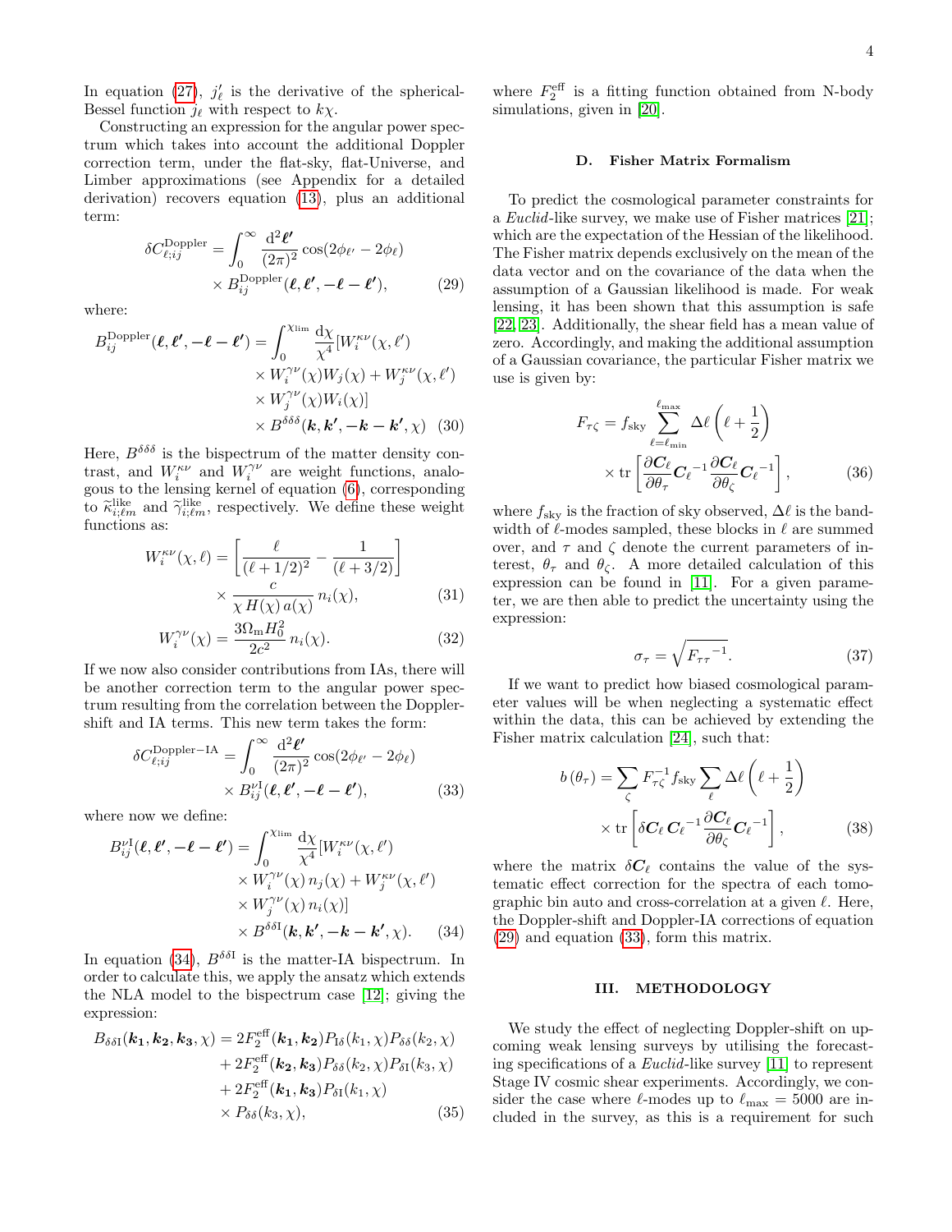In equation (27), $j'_\ell$ is the derivative of the spherical-Bessel function $j_\ell$ with respect to $k\chi$.

Constructing an expression for the angular power spectrum which takes into account the additional Doppler correction term, under the flat-sky, flat-Universe, and Limber approximations (see Appendix for a detailed derivation) recovers equation (13), plus an additional term:

$$\delta C^{\rm Doppler}_{\ell;ij} = \int_0^\infty \frac{{\rm d}^2\boldsymbol{\ell'}}{(2\pi)^2} \cos(2\phi_{\ell'} - 2\phi_\ell) \times B^{\rm Doppler}_{ij}(\boldsymbol{\ell}, \boldsymbol{\ell'}, -\boldsymbol{\ell} - \boldsymbol{\ell'}), \tag{29}$$

where:

$$\begin{aligned} B^{\rm Doppler}_{ij}(\boldsymbol{\ell}, \boldsymbol{\ell'}, -\boldsymbol{\ell} - \boldsymbol{\ell'}) = \int_0^{\chi_{\rm lim}} \frac{{\rm d}\chi}{\chi^4} [W^{\kappa\nu}_i(\chi, \ell') \\ \times W^{\gamma\nu}_i(\chi) W_j(\chi) + W^{\kappa\nu}_j(\chi, \ell') \\ \times W^{\gamma\nu}_j(\chi) W_i(\chi)] \\ \times B^{\delta\delta\delta}(\boldsymbol{k}, \boldsymbol{k'}, -\boldsymbol{k} - \boldsymbol{k'}, \chi) \end{aligned} \tag{30}$$

Here, $B^{\delta\delta\delta}$ is the bispectrum of the matter density contrast, and $W^{\kappa\nu}_i$ and $W^{\gamma\nu}_i$ are weight functions, analogous to the lensing kernel of equation (6), corresponding to $\widetilde{\kappa}^{\rm like}_{i;\ell m}$ and $\widetilde{\gamma}^{\rm like}_{i;\ell m}$, respectively. We define these weight functions as:

$$W^{\kappa\nu}_i(\chi, \ell) = \left[\frac{\ell}{(\ell + 1/2)^2} - \frac{1}{(\ell + 3/2)}\right] \times \frac{c}{\chi\, H(\chi)\, a(\chi)}\, n_i(\chi), \tag{31}$$

$$W^{\gamma\nu}_i(\chi) = \frac{3\Omega_{\rm m} H_0^2}{2c^2}\, n_i(\chi). \tag{32}$$

If we now also consider contributions from IAs, there will be another correction term to the angular power spectrum resulting from the correlation between the Doppler-shift and IA terms. This new term takes the form:

$$\delta C^{\rm Doppler-IA}_{\ell;ij} = \int_0^\infty \frac{{\rm d}^2\boldsymbol{\ell'}}{(2\pi)^2} \cos(2\phi_{\ell'} - 2\phi_\ell) \times B^{\nu \rm I}_{ij}(\boldsymbol{\ell}, \boldsymbol{\ell'}, -\boldsymbol{\ell} - \boldsymbol{\ell'}), \tag{33}$$

where now we define:

$$\begin{aligned} B^{\nu \rm I}_{ij}(\boldsymbol{\ell}, \boldsymbol{\ell'}, -\boldsymbol{\ell} - \boldsymbol{\ell'}) = \int_0^{\chi_{\rm lim}} \frac{{\rm d}\chi}{\chi^4} [W^{\kappa\nu}_i(\chi, \ell') \\ \times W^{\gamma\nu}_i(\chi)\, n_j(\chi) + W^{\kappa\nu}_j(\chi, \ell') \\ \times W^{\gamma\nu}_j(\chi)\, n_i(\chi)] \\ \times B^{\delta\delta \rm I}(\boldsymbol{k}, \boldsymbol{k'}, -\boldsymbol{k} - \boldsymbol{k'}, \chi). \end{aligned} \tag{34}$$

In equation (34), $B^{\delta\delta \rm I}$ is the matter-IA bispectrum. In order to calculate this, we apply the ansatz which extends the NLA model to the bispectrum case [12]; giving the expression:

$$\begin{aligned} B_{\delta\delta \rm I}(\boldsymbol{k_1}, \boldsymbol{k_2}, \boldsymbol{k_3}, \chi) = 2F^{\rm eff}_2(\boldsymbol{k_1}, \boldsymbol{k_2}) P_{\rm I\delta}(k_1, \chi) P_{\delta\delta}(k_2, \chi) \\ + 2F^{\rm eff}_2(\boldsymbol{k_2}, \boldsymbol{k_3}) P_{\delta\delta}(k_2, \chi) P_{\delta \rm I}(k_3, \chi) \\ + 2F^{\rm eff}_2(\boldsymbol{k_1}, \boldsymbol{k_3}) P_{\delta \rm I}(k_1, \chi) \\ \times P_{\delta\delta}(k_3, \chi), \end{aligned} \tag{35}$$

where $F^{\rm eff}_2$ is a fitting function obtained from N-body simulations, given in [20].

### D. Fisher Matrix Formalism

To predict the cosmological parameter constraints for a *Euclid*-like survey, we make use of Fisher matrices [21]; which are the expectation of the Hessian of the likelihood. The Fisher matrix depends exclusively on the mean of the data vector and on the covariance of the data when the assumption of a Gaussian likelihood is made. For weak lensing, it has been shown that this assumption is safe [22, 23]. Additionally, the shear field has a mean value of zero. Accordingly, and making the additional assumption of a Gaussian covariance, the particular Fisher matrix we use is given by:

$$F_{\tau\zeta} = f_{\rm sky} \sum_{\ell=\ell_{\rm min}}^{\ell_{\rm max}} \Delta\ell \left(\ell + \frac{1}{2}\right) \times {\rm tr}\left[\frac{\partial \boldsymbol{C}_\ell}{\partial\theta_\tau} \boldsymbol{C}_\ell^{-1} \frac{\partial \boldsymbol{C}_\ell}{\partial\theta_\zeta} \boldsymbol{C}_\ell^{-1}\right], \tag{36}$$

where $f_{\rm sky}$ is the fraction of sky observed, $\Delta\ell$ is the bandwidth of $\ell$-modes sampled, these blocks in $\ell$ are summed over, and $\tau$ and $\zeta$ denote the current parameters of interest, $\theta_\tau$ and $\theta_\zeta$. A more detailed calculation of this expression can be found in [11]. For a given parameter, we are then able to predict the uncertainty using the expression:

$$\sigma_\tau = \sqrt{F_{\tau\tau}{}^{-1}}. \tag{37}$$

If we want to predict how biased cosmological parameter values will be when neglecting a systematic effect within the data, this can be achieved by extending the Fisher matrix calculation [24], such that:

$$b\left(\theta_\tau\right) = \sum_\zeta F^{-1}_{\tau\zeta} f_{\rm sky} \sum_\ell \Delta\ell \left(\ell + \frac{1}{2}\right) \times {\rm tr}\left[\delta\boldsymbol{C}_\ell\, \boldsymbol{C}_\ell^{-1} \frac{\partial \boldsymbol{C}_\ell}{\partial\theta_\zeta} \boldsymbol{C}_\ell^{-1}\right], \tag{38}$$

where the matrix $\delta\boldsymbol{C}_\ell$ contains the value of the systematic effect correction for the spectra of each tomographic bin auto and cross-correlation at a given $\ell$. Here, the Doppler-shift and Doppler-IA corrections of equation (29) and equation (33), form this matrix.

## III. METHODOLOGY

We study the effect of neglecting Doppler-shift on upcoming weak lensing surveys by utilising the forecasting specifications of a *Euclid*-like survey [11] to represent Stage IV cosmic shear experiments. Accordingly, we consider the case where $\ell$-modes up to $\ell_{\rm max} = 5000$ are included in the survey, as this is a requirement for such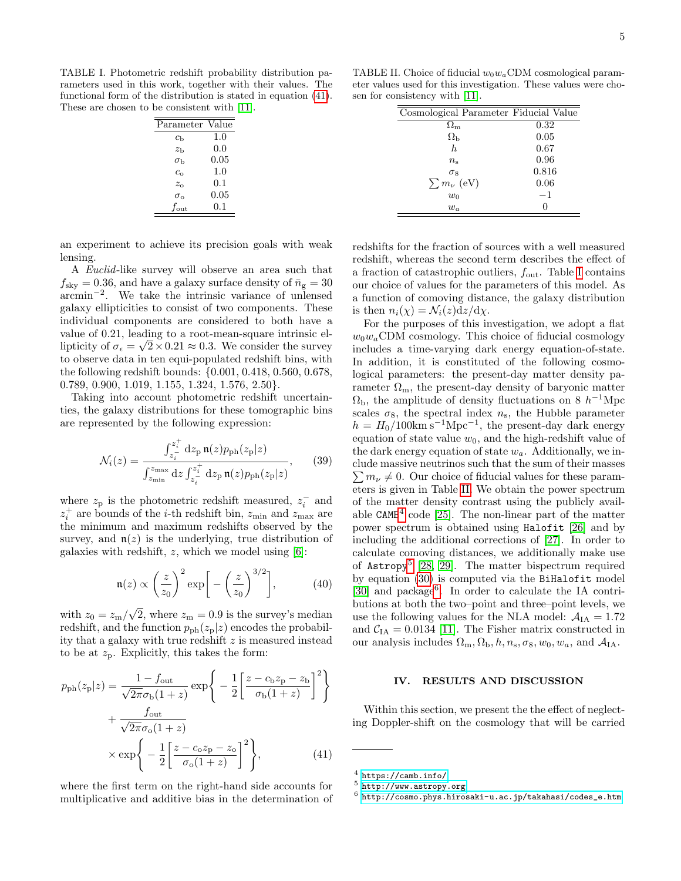TABLE I. Photometric redshift probability distribution parameters used in this work, together with their values. The functional form of the distribution is stated in equation (41). These are chosen to be consistent with [11].

| Parameter | Value |
|---|---|
| $c_\mathrm{b}$ | 1.0 |
| $z_\mathrm{b}$ | 0.0 |
| $\sigma_\mathrm{b}$ | 0.05 |
| $c_\mathrm{o}$ | 1.0 |
| $z_\mathrm{o}$ | 0.1 |
| $\sigma_\mathrm{o}$ | 0.05 |
| $f_\mathrm{out}$ | 0.1 |

an experiment to achieve its precision goals with weak lensing.

A *Euclid*-like survey will observe an area such that $f_\mathrm{sky} = 0.36$, and have a galaxy surface density of $\bar{n}_\mathrm{g} = 30$ arcmin$^{-2}$. We take the intrinsic variance of unlensed galaxy ellipticities to consist of two components. These individual components are considered to both have a value of 0.21, leading to a root-mean-square intrinsic ellipticity of $\sigma_\epsilon = \sqrt{2} \times 0.21 \approx 0.3$. We consider the survey to observe data in ten equi-populated redshift bins, with the following redshift bounds: {0.001, 0.418, 0.560, 0.678, 0.789, 0.900, 1.019, 1.155, 1.324, 1.576, 2.50}.

Taking into account photometric redshift uncertainties, the galaxy distributions for these tomographic bins are represented by the following expression:

$$\mathcal{N}_i(z) = \frac{\int_{z_i^-}^{z_i^+} \mathrm{d}z_\mathrm{p}\, \mathfrak{n}(z) p_\mathrm{ph}(z_\mathrm{p}|z)}{\int_{z_\mathrm{min}}^{z_\mathrm{max}} \mathrm{d}z \int_{z_i^-}^{z_i^+} \mathrm{d}z_\mathrm{p}\, \mathfrak{n}(z) p_\mathrm{ph}(z_\mathrm{p}|z)}, \tag{39}$$

where $z_\mathrm{p}$ is the photometric redshift measured, $z_i^-$ and $z_i^+$ are bounds of the $i$-th redshift bin, $z_\mathrm{min}$ and $z_\mathrm{max}$ are the minimum and maximum redshifts observed by the survey, and $\mathfrak{n}(z)$ is the underlying, true distribution of galaxies with redshift, $z$, which we model using [6]:

$$\mathfrak{n}(z) \propto \left(\frac{z}{z_0}\right)^2 \exp\left[-\left(\frac{z}{z_0}\right)^{3/2}\right], \tag{40}$$

with $z_0 = z_\mathrm{m}/\sqrt{2}$, where $z_\mathrm{m} = 0.9$ is the survey's median redshift, and the function $p_\mathrm{ph}(z_\mathrm{p}|z)$ encodes the probability that a galaxy with true redshift $z$ is measured instead to be at $z_\mathrm{p}$. Explicitly, this takes the form:

$$\begin{aligned} p_\mathrm{ph}(z_\mathrm{p}|z) = &\frac{1 - f_\mathrm{out}}{\sqrt{2\pi}\sigma_\mathrm{b}(1+z)} \exp\left\{-\frac{1}{2}\left[\frac{z - c_\mathrm{b} z_\mathrm{p} - z_\mathrm{b}}{\sigma_\mathrm{b}(1+z)}\right]^2\right\} \\ &+ \frac{f_\mathrm{out}}{\sqrt{2\pi}\sigma_\mathrm{o}(1+z)} \\ &\times \exp\left\{-\frac{1}{2}\left[\frac{z - c_\mathrm{o} z_\mathrm{p} - z_\mathrm{o}}{\sigma_\mathrm{o}(1+z)}\right]^2\right\}, \end{aligned} \tag{41}$$

where the first term on the right-hand side accounts for multiplicative and additive bias in the determination of redshifts for the fraction of sources with a well measured redshift, whereas the second term describes the effect of a fraction of catastrophic outliers, $f_\mathrm{out}$. Table I contains our choice of values for the parameters of this model. As a function of comoving distance, the galaxy distribution is then $n_i(\chi) = \mathcal{N}_i(z)\mathrm{d}z/\mathrm{d}\chi$.

TABLE II. Choice of fiducial $w_0 w_a$CDM cosmological parameter values used for this investigation. These values were chosen for consistency with [11].

| Cosmological Parameter | Fiducial Value |
|---|---|
| $\Omega_\mathrm{m}$ | 0.32 |
| $\Omega_\mathrm{b}$ | 0.05 |
| $h$ | 0.67 |
| $n_\mathrm{s}$ | 0.96 |
| $\sigma_8$ | 0.816 |
| $\sum m_\nu$ (eV) | 0.06 |
| $w_0$ | $-1$ |
| $w_a$ | 0 |

For the purposes of this investigation, we adopt a flat $w_0 w_a$CDM cosmology. This choice of fiducial cosmology includes a time-varying dark energy equation-of-state. In addition, it is constituted of the following cosmological parameters: the present-day matter density parameter $\Omega_\mathrm{m}$, the present-day density of baryonic matter $\Omega_\mathrm{b}$, the amplitude of density fluctuations on 8 $h^{-1}$Mpc scales $\sigma_8$, the spectral index $n_\mathrm{s}$, the Hubble parameter $h = H_0/100\mathrm{km\,s^{-1}Mpc^{-1}}$, the present-day dark energy equation of state value $w_0$, and the high-redshift value of the dark energy equation of state $w_a$. Additionally, we include massive neutrinos such that the sum of their masses $\sum m_\nu \neq 0$. Our choice of fiducial values for these parameters is given in Table II. We obtain the power spectrum of the matter density contrast using the publicly available `CAMB`[4] code [25]. The non-linear part of the matter power spectrum is obtained using `Halofit` [26] and by including the additional corrections of [27]. In order to calculate comoving distances, we additionally make use of `Astropy`[5] [28, 29]. The matter bispectrum required by equation (30) is computed via the `BiHalofit` model [30] and package[6]. In order to calculate the IA contributions at both the two–point and three–point levels, we use the following values for the NLA model: $\mathcal{A}_\mathrm{IA} = 1.72$ and $\mathcal{C}_\mathrm{IA} = 0.0134$ [11]. The Fisher matrix constructed in our analysis includes $\Omega_\mathrm{m}, \Omega_\mathrm{b}, h, n_\mathrm{s}, \sigma_8, w_0, w_a$, and $\mathcal{A}_\mathrm{IA}$.

## IV. RESULTS AND DISCUSSION

Within this section, we present the the effect of neglecting Doppler-shift on the cosmology that will be carried

[4] https://camb.info/

[5] http://www.astropy.org

[6] http://cosmo.phys.hirosaki-u.ac.jp/takahasi/codes_e.htm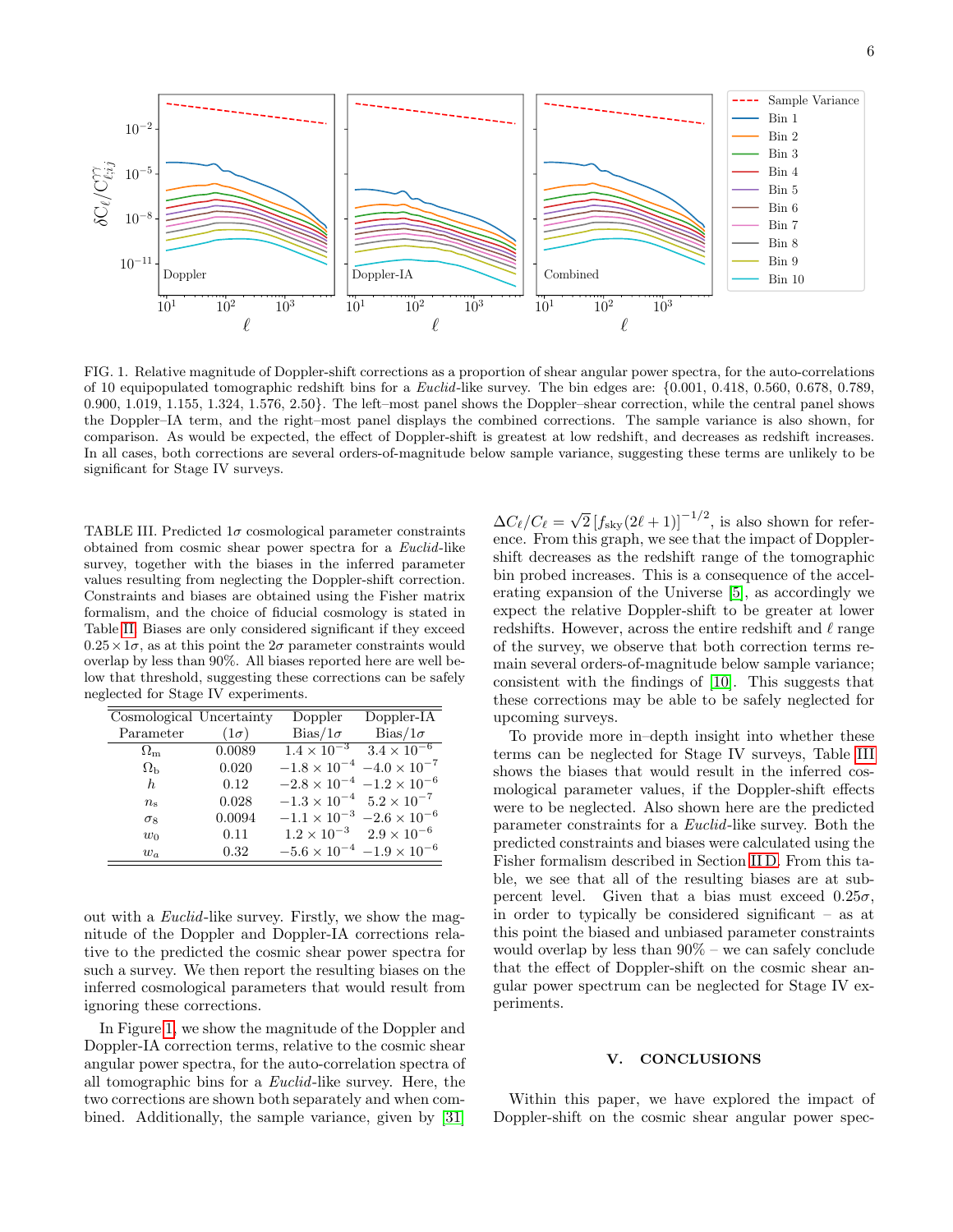FIG. 1. Relative magnitude of Doppler-shift corrections as a proportion of shear angular power spectra, for the auto-correlations of 10 equipopulated tomographic redshift bins for a *Euclid*-like survey. The bin edges are: {0.001, 0.418, 0.560, 0.678, 0.789, 0.900, 1.019, 1.155, 1.324, 1.576, 2.50}. The left–most panel shows the Doppler–shear correction, while the central panel shows the Doppler–IA term, and the right–most panel displays the combined corrections. The sample variance is also shown, for comparison. As would be expected, the effect of Doppler-shift is greatest at low redshift, and decreases as redshift increases. In all cases, both corrections are several orders-of-magnitude below sample variance, suggesting these terms are unlikely to be significant for Stage IV surveys.

TABLE III. Predicted $1\sigma$ cosmological parameter constraints obtained from cosmic shear power spectra for a *Euclid*-like survey, together with the biases in the inferred parameter values resulting from neglecting the Doppler-shift correction. Constraints and biases are obtained using the Fisher matrix formalism, and the choice of fiducial cosmology is stated in Table II. Biases are only considered significant if they exceed $0.25 \times 1\sigma$, as at this point the $2\sigma$ parameter constraints would overlap by less than 90%. All biases reported here are well below that threshold, suggesting these corrections can be safely neglected for Stage IV experiments.

| Cosmological Parameter | Uncertainty ($1\sigma$) | Doppler Bias/$1\sigma$ | Doppler-IA Bias/$1\sigma$ |
|---|---|---|---|
| $\Omega_{\rm m}$ | 0.0089 | $1.4 \times 10^{-3}$ | $3.4 \times 10^{-6}$ |
| $\Omega_{\rm b}$ | 0.020 | $-1.8 \times 10^{-4}$ | $-4.0 \times 10^{-7}$ |
| $h$ | 0.12 | $-2.8 \times 10^{-4}$ | $-1.2 \times 10^{-6}$ |
| $n_{\rm s}$ | 0.028 | $-1.3 \times 10^{-4}$ | $5.2 \times 10^{-7}$ |
| $\sigma_8$ | 0.0094 | $-1.1 \times 10^{-3}$ | $-2.6 \times 10^{-6}$ |
| $w_0$ | 0.11 | $1.2 \times 10^{-3}$ | $2.9 \times 10^{-6}$ |
| $w_a$ | 0.32 | $-5.6 \times 10^{-4}$ | $-1.9 \times 10^{-6}$ |

out with a *Euclid*-like survey. Firstly, we show the magnitude of the Doppler and Doppler-IA corrections relative to the predicted the cosmic shear power spectra for such a survey. We then report the resulting biases on the inferred cosmological parameters that would result from ignoring these corrections.

In Figure 1, we show the magnitude of the Doppler and Doppler-IA correction terms, relative to the cosmic shear angular power spectra, for the auto-correlation spectra of all tomographic bins for a *Euclid*-like survey. Here, the two corrections are shown both separately and when combined. Additionally, the sample variance, given by [31] $\Delta C_\ell / C_\ell = \sqrt{2}\left[f_{\rm sky}(2\ell+1)\right]^{-1/2}$, is also shown for reference. From this graph, we see that the impact of Doppler-shift decreases as the redshift range of the tomographic bin probed increases. This is a consequence of the accelerating expansion of the Universe [5], as accordingly we expect the relative Doppler-shift to be greater at lower redshifts. However, across the entire redshift and $\ell$ range of the survey, we observe that both correction terms remain several orders-of-magnitude below sample variance; consistent with the findings of [10]. This suggests that these corrections may be able to be safely neglected for upcoming surveys.

To provide more in–depth insight into whether these terms can be neglected for Stage IV surveys, Table III shows the biases that would result in the inferred cosmological parameter values, if the Doppler-shift effects were to be neglected. Also shown here are the predicted parameter constraints for a *Euclid*-like survey. Both the predicted constraints and biases were calculated using the Fisher formalism described in Section II D. From this table, we see that all of the resulting biases are at sub-percent level. Given that a bias must exceed $0.25\sigma$, in order to typically be considered significant – as at this point the biased and unbiased parameter constraints would overlap by less than 90% – we can safely conclude that the effect of Doppler-shift on the cosmic shear angular power spectrum can be neglected for Stage IV experiments.

## V. CONCLUSIONS

Within this paper, we have explored the impact of Doppler-shift on the cosmic shear angular power spec-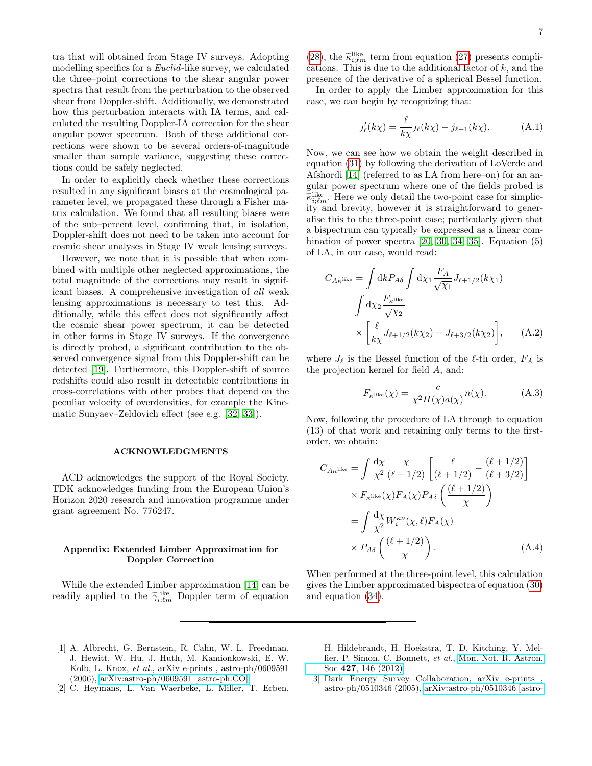tra that will obtained from Stage IV surveys. Adopting modelling specifics for a *Euclid*-like survey, we calculated the three–point corrections to the shear angular power spectra that result from the perturbation to the observed shear from Doppler-shift. Additionally, we demonstrated how this perturbation interacts with IA terms, and calculated the resulting Doppler-IA correction for the shear angular power spectrum. Both of these additional corrections were shown to be several orders-of-magnitude smaller than sample variance, suggesting these corrections could be safely neglected.

In order to explicitly check whether these corrections resulted in any significant biases at the cosmological parameter level, we propagated these through a Fisher matrix calculation. We found that all resulting biases were of the sub–percent level, confirming that, in isolation, Doppler-shift does not need to be taken into account for cosmic shear analyses in Stage IV weak lensing surveys.

However, we note that it is possible that when combined with multiple other neglected approximations, the total magnitude of the corrections may result in significant biases. A comprehensive investigation of *all* weak lensing approximations is necessary to test this. Additionally, while this effect does not significantly affect the cosmic shear power spectrum, it can be detected in other forms in Stage IV surveys. If the convergence is directly probed, a significant contribution to the observed convergence signal from this Doppler-shift can be detected [19]. Furthermore, this Doppler-shift of source redshifts could also result in detectable contributions in cross-correlations with other probes that depend on the peculiar velocity of overdensities, for example the Kinematic Sunyaev–Zeldovich effect (see e.g. [32, 33]).

## ACKNOWLEDGMENTS

ACD acknowledges the support of the Royal Society. TDK acknowledges funding from the European Union's Horizon 2020 research and innovation programme under grant agreement No. 776247.

## Appendix: Extended Limber Approximation for Doppler Correction

While the extended Limber approximation [14] can be readily applied to the $\widetilde{\gamma}^{\rm like}_{i;\ell m}$ Doppler term of equation (28), the $\widetilde{\kappa}^{\rm like}_{i;\ell m}$ term from equation (27) presents complications. This is due to the additional factor of $k$, and the presence of the derivative of a spherical Bessel function.

In order to apply the Limber approximation for this case, we can begin by recognizing that:

$$j'_\ell(k\chi) = \frac{\ell}{k\chi} j_\ell(k\chi) - j_{\ell+1}(k\chi). \tag{A.1}$$

Now, we can see how we obtain the weight described in equation (31) by following the derivation of LoVerde and Afshordi [14] (referred to as LA from here–on) for an angular power spectrum where one of the fields probed is $\widetilde{\kappa}^{\rm like}_{i;\ell m}$. Here we only detail the two-point case for simplicity and brevity, however it is straightforward to generalise this to the three-point case; particularly given that a bispectrum can typically be expressed as a linear combination of power spectra [20, 30, 34, 35]. Equation (5) of LA, in our case, would read:

$$\begin{aligned} C_{A\kappa^{\rm like}} = & \int {\rm d}k P_{A\delta} \int {\rm d}\chi_1 \frac{F_A}{\sqrt{\chi_1}} J_{\ell+1/2}(k\chi_1) \\ & \int {\rm d}\chi_2 \frac{F_{\kappa^{\rm like}}}{\sqrt{\chi_2}} \\ & \times \left[\frac{\ell}{k\chi} J_{\ell+1/2}(k\chi_2) - J_{\ell+3/2}(k\chi_2)\right], \end{aligned} \tag{A.2}$$

where $J_\ell$ is the Bessel function of the $\ell$-th order, $F_A$ is the projection kernel for field $A$, and:

$$F_{\kappa^{\rm like}}(\chi) = \frac{c}{\chi^2 H(\chi) a(\chi)} n(\chi). \tag{A.3}$$

Now, following the procedure of LA through to equation (13) of that work and retaining only terms to the first-order, we obtain:

$$\begin{aligned} C_{A\kappa^{\rm like}} &= \int \frac{{\rm d}\chi}{\chi^2} \frac{\chi}{(\ell+1/2)} \left[\frac{\ell}{(\ell+1/2)} - \frac{(\ell+1/2)}{(\ell+3/2)}\right] \\ &\quad \times F_{\kappa^{\rm like}}(\chi) F_A(\chi) P_{A\delta}\left(\frac{(\ell+1/2)}{\chi}\right) \\ &= \int \frac{{\rm d}\chi}{\chi^2} W_i^{\kappa\nu}(\chi,\ell) F_A(\chi) \\ &\quad \times P_{A\delta}\left(\frac{(\ell+1/2)}{\chi}\right). \end{aligned} \tag{A.4}$$

When performed at the three-point level, this calculation gives the Limber approximated bispectra of equation (30) and equation (34).

---

[1] A. Albrecht, G. Bernstein, R. Cahn, W. L. Freedman, J. Hewitt, W. Hu, J. Huth, M. Kamionkowski, E. W. Kolb, L. Knox, *et al.*, arXiv e-prints , astro-ph/0609591 (2006), arXiv:astro-ph/0609591 [astro-ph.CO].

[2] C. Heymans, L. Van Waerbeke, L. Miller, T. Erben, H. Hildebrandt, H. Hoekstra, T. D. Kitching, Y. Mellier, P. Simon, C. Bonnett, *et al.*, Mon. Not. R. Astron. Soc **427**, 146 (2012).

[3] Dark Energy Survey Collaboration, arXiv e-prints , astro-ph/0510346 (2005), arXiv:astro-ph/0510346 [astro-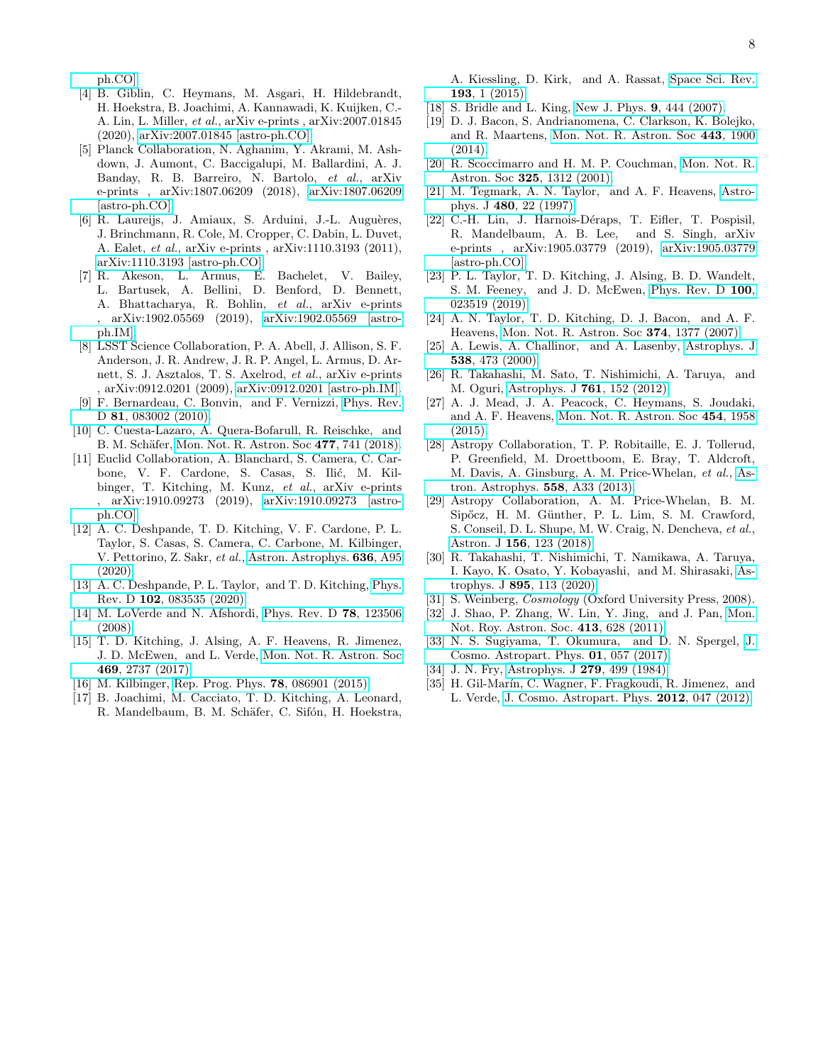ph.CO].

[4] B. Giblin, C. Heymans, M. Asgari, H. Hildebrandt, H. Hoekstra, B. Joachimi, A. Kannawadi, K. Kuijken, C.-A. Lin, L. Miller, *et al.*, arXiv e-prints , arXiv:2007.01845 (2020), arXiv:2007.01845 [astro-ph.CO].

[5] Planck Collaboration, N. Aghanim, Y. Akrami, M. Ashdown, J. Aumont, C. Baccigalupi, M. Ballardini, A. J. Banday, R. B. Barreiro, N. Bartolo, *et al.*, arXiv e-prints , arXiv:1807.06209 (2018), arXiv:1807.06209 [astro-ph.CO].

[6] R. Laureijs, J. Amiaux, S. Arduini, J.-L. Auguères, J. Brinchmann, R. Cole, M. Cropper, C. Dabin, L. Duvet, A. Ealet, *et al.*, arXiv e-prints , arXiv:1110.3193 (2011), arXiv:1110.3193 [astro-ph.CO].

[7] R. Akeson, L. Armus, E. Bachelet, V. Bailey, L. Bartusek, A. Bellini, D. Benford, D. Bennett, A. Bhattacharya, R. Bohlin, *et al.*, arXiv e-prints , arXiv:1902.05569 (2019), arXiv:1902.05569 [astro-ph.IM].

[8] LSST Science Collaboration, P. A. Abell, J. Allison, S. F. Anderson, J. R. Andrew, J. R. P. Angel, L. Armus, D. Arnett, S. J. Asztalos, T. S. Axelrod, *et al.*, arXiv e-prints , arXiv:0912.0201 (2009), arXiv:0912.0201 [astro-ph.IM].

[9] F. Bernardeau, C. Bonvin, and F. Vernizzi, Phys. Rev. D **81**, 083002 (2010).

[10] C. Cuesta-Lazaro, A. Quera-Bofarull, R. Reischke, and B. M. Schäfer, Mon. Not. R. Astron. Soc **477**, 741 (2018).

[11] Euclid Collaboration, A. Blanchard, S. Camera, C. Carbone, V. F. Cardone, S. Casas, S. Ilić, M. Kilbinger, T. Kitching, M. Kunz, *et al.*, arXiv e-prints , arXiv:1910.09273 (2019), arXiv:1910.09273 [astro-ph.CO].

[12] A. C. Deshpande, T. D. Kitching, V. F. Cardone, P. L. Taylor, S. Casas, S. Camera, C. Carbone, M. Kilbinger, V. Pettorino, Z. Sakr, *et al.*, Astron. Astrophys. **636**, A95 (2020).

[13] A. C. Deshpande, P. L. Taylor, and T. D. Kitching, Phys. Rev. D **102**, 083535 (2020).

[14] M. LoVerde and N. Afshordi, Phys. Rev. D **78**, 123506 (2008).

[15] T. D. Kitching, J. Alsing, A. F. Heavens, R. Jimenez, J. D. McEwen, and L. Verde, Mon. Not. R. Astron. Soc **469**, 2737 (2017).

[16] M. Kilbinger, Rep. Prog. Phys. **78**, 086901 (2015).

[17] B. Joachimi, M. Cacciato, T. D. Kitching, A. Leonard, R. Mandelbaum, B. M. Schäfer, C. Sifón, H. Hoekstra, A. Kiessling, D. Kirk, and A. Rassat, Space Sci. Rev. **193**, 1 (2015).

[18] S. Bridle and L. King, New J. Phys. **9**, 444 (2007).

[19] D. J. Bacon, S. Andrianomena, C. Clarkson, K. Bolejko, and R. Maartens, Mon. Not. R. Astron. Soc **443**, 1900 (2014).

[20] R. Scoccimarro and H. M. P. Couchman, Mon. Not. R. Astron. Soc **325**, 1312 (2001).

[21] M. Tegmark, A. N. Taylor, and A. F. Heavens, Astrophys. J **480**, 22 (1997).

[22] C.-H. Lin, J. Harnois-Déraps, T. Eifler, T. Pospisil, R. Mandelbaum, A. B. Lee, and S. Singh, arXiv e-prints , arXiv:1905.03779 (2019), arXiv:1905.03779 [astro-ph.CO].

[23] P. L. Taylor, T. D. Kitching, J. Alsing, B. D. Wandelt, S. M. Feeney, and J. D. McEwen, Phys. Rev. D **100**, 023519 (2019).

[24] A. N. Taylor, T. D. Kitching, D. J. Bacon, and A. F. Heavens, Mon. Not. R. Astron. Soc **374**, 1377 (2007).

[25] A. Lewis, A. Challinor, and A. Lasenby, Astrophys. J **538**, 473 (2000).

[26] R. Takahashi, M. Sato, T. Nishimichi, A. Taruya, and M. Oguri, Astrophys. J **761**, 152 (2012).

[27] A. J. Mead, J. A. Peacock, C. Heymans, S. Joudaki, and A. F. Heavens, Mon. Not. R. Astron. Soc **454**, 1958 (2015).

[28] Astropy Collaboration, T. P. Robitaille, E. J. Tollerud, P. Greenfield, M. Droettboom, E. Bray, T. Aldcroft, M. Davis, A. Ginsburg, A. M. Price-Whelan, *et al.*, Astron. Astrophys. **558**, A33 (2013).

[29] Astropy Collaboration, A. M. Price-Whelan, B. M. Sipőcz, H. M. Günther, P. L. Lim, S. M. Crawford, S. Conseil, D. L. Shupe, M. W. Craig, N. Dencheva, *et al.*, Astron. J **156**, 123 (2018).

[30] R. Takahashi, T. Nishimichi, T. Namikawa, A. Taruya, I. Kayo, K. Osato, Y. Kobayashi, and M. Shirasaki, Astrophys. J **895**, 113 (2020).

[31] S. Weinberg, *Cosmology* (Oxford University Press, 2008).

[32] J. Shao, P. Zhang, W. Lin, Y. Jing, and J. Pan, Mon. Not. Roy. Astron. Soc. **413**, 628 (2011).

[33] N. S. Sugiyama, T. Okumura, and D. N. Spergel, J. Cosmo. Astropart. Phys. **01**, 057 (2017).

[34] J. N. Fry, Astrophys. J **279**, 499 (1984).

[35] H. Gil-Marín, C. Wagner, F. Fragkoudi, R. Jimenez, and L. Verde, J. Cosmo. Astropart. Phys. **2012**, 047 (2012).